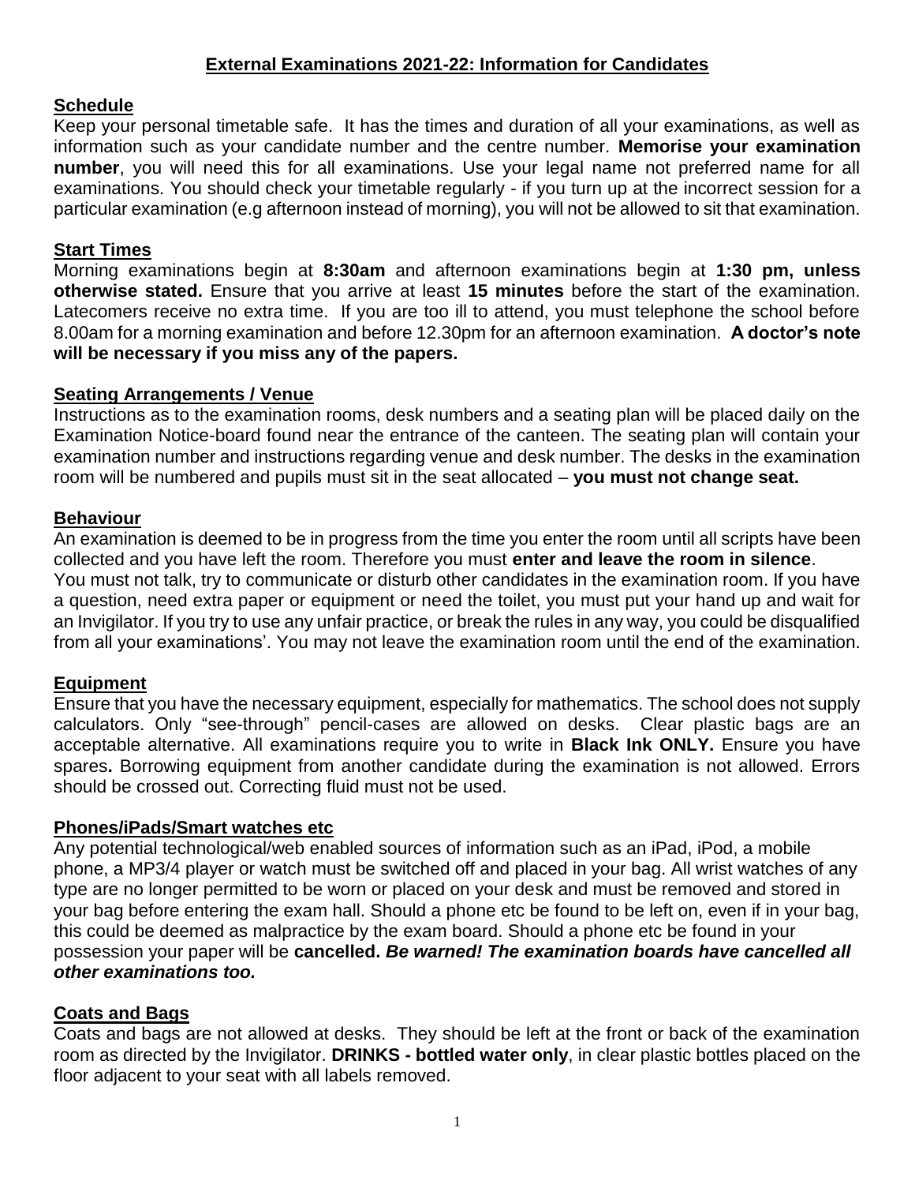# External Examinations 2021-22: Information for Candidates

## Schedule

Keep your personal timetable safe. It has the times and duration of all your examinations, as well as information such as your candidate number and the centre number. **Memorise your examination number**, you will need this for all examinations. Use your legal name not preferred name for all examinations. You should check your timetable regularly - if you turn up at the incorrect session for a particular examination (e.g afternoon instead of morning), you will not be allowed to sit that examination.

## Start Times

Morning examinations begin at **8:30am** and afternoon examinations begin at **1:30 pm, unless otherwise stated.** Ensure that you arrive at least **15 minutes** before the start of the examination. Latecomers receive no extra time. If you are too ill to attend, you must telephone the school before 8.00am for a morning examination and before 12.30pm for an afternoon examination. **A doctor's note will be necessary if you miss any of the papers.**

## Seating Arrangements / Venue

Instructions as to the examination rooms, desk numbers and a seating plan will be placed daily on the Examination Notice-board found near the entrance of the canteen. The seating plan will contain your examination number and instructions regarding venue and desk number. The desks in the examination room will be numbered and pupils must sit in the seat allocated – **you must not change seat.**

## Behaviour

An examination is deemed to be in progress from the time you enter the room until all scripts have been collected and you have left the room. Therefore you must **enter and leave the room in silence**.
You must not talk, try to communicate or disturb other candidates in the examination room. If you have a question, need extra paper or equipment or need the toilet, you must put your hand up and wait for an Invigilator. If you try to use any unfair practice, or break the rules in any way, you could be disqualified from all your examinations'. You may not leave the examination room until the end of the examination.

## Equipment

Ensure that you have the necessary equipment, especially for mathematics. The school does not supply calculators. Only "see-through" pencil-cases are allowed on desks. Clear plastic bags are an acceptable alternative. All examinations require you to write in **Black Ink ONLY.** Ensure you have spares**.** Borrowing equipment from another candidate during the examination is not allowed. Errors should be crossed out. Correcting fluid must not be used.

## Phones/iPads/Smart watches etc

Any potential technological/web enabled sources of information such as an iPad, iPod, a mobile phone, a MP3/4 player or watch must be switched off and placed in your bag. All wrist watches of any type are no longer permitted to be worn or placed on your desk and must be removed and stored in your bag before entering the exam hall. Should a phone etc be found to be left on, even if in your bag, this could be deemed as malpractice by the exam board. Should a phone etc be found in your possession your paper will be **cancelled.** ***Be warned! The examination boards have cancelled all other examinations too.***

## Coats and Bags

Coats and bags are not allowed at desks. They should be left at the front or back of the examination room as directed by the Invigilator. **DRINKS - bottled water only**, in clear plastic bottles placed on the floor adjacent to your seat with all labels removed.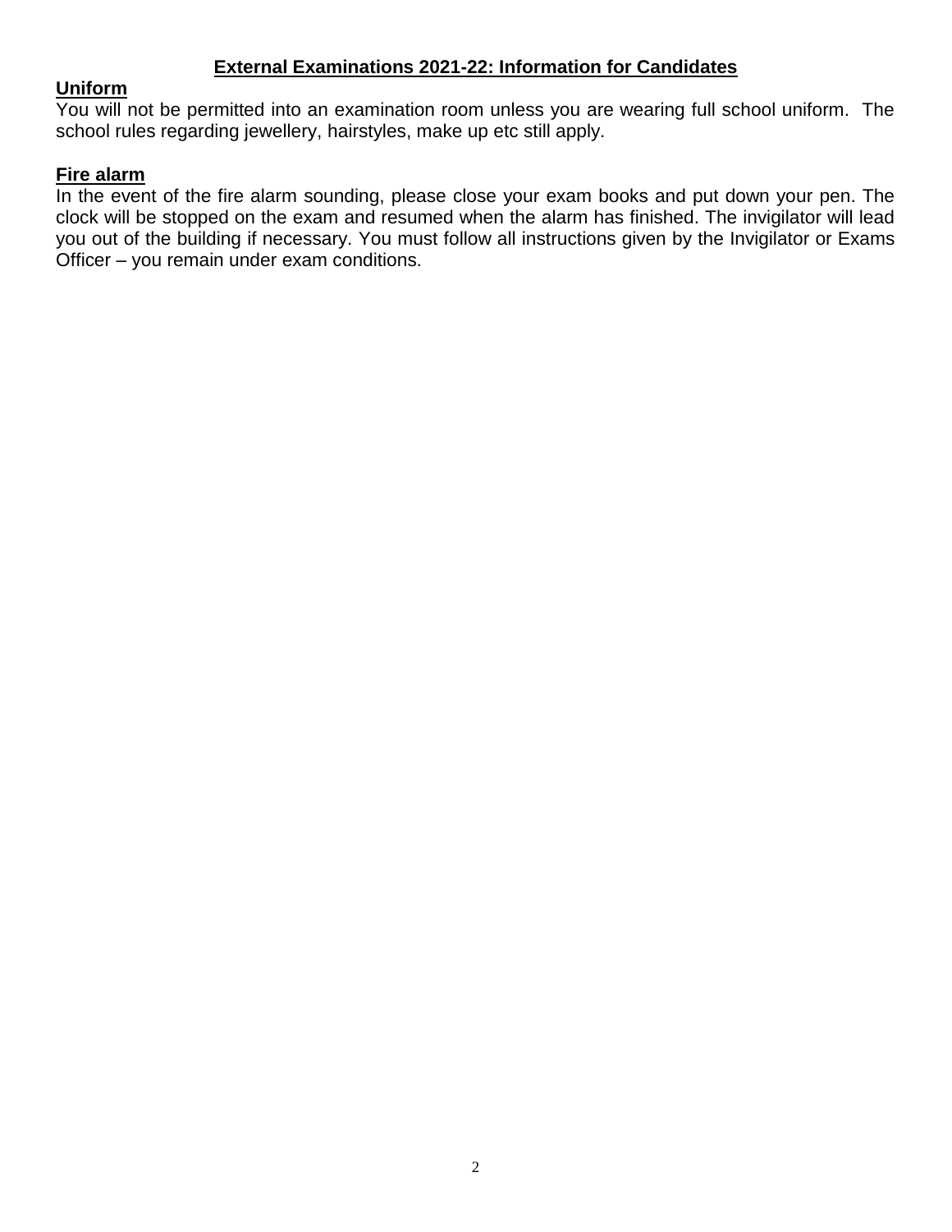## External Examinations 2021-22: Information for Candidates

### Uniform

You will not be permitted into an examination room unless you are wearing full school uniform. The school rules regarding jewellery, hairstyles, make up etc still apply.

### Fire alarm

In the event of the fire alarm sounding, please close your exam books and put down your pen. The clock will be stopped on the exam and resumed when the alarm has finished. The invigilator will lead you out of the building if necessary. You must follow all instructions given by the Invigilator or Exams Officer – you remain under exam conditions.